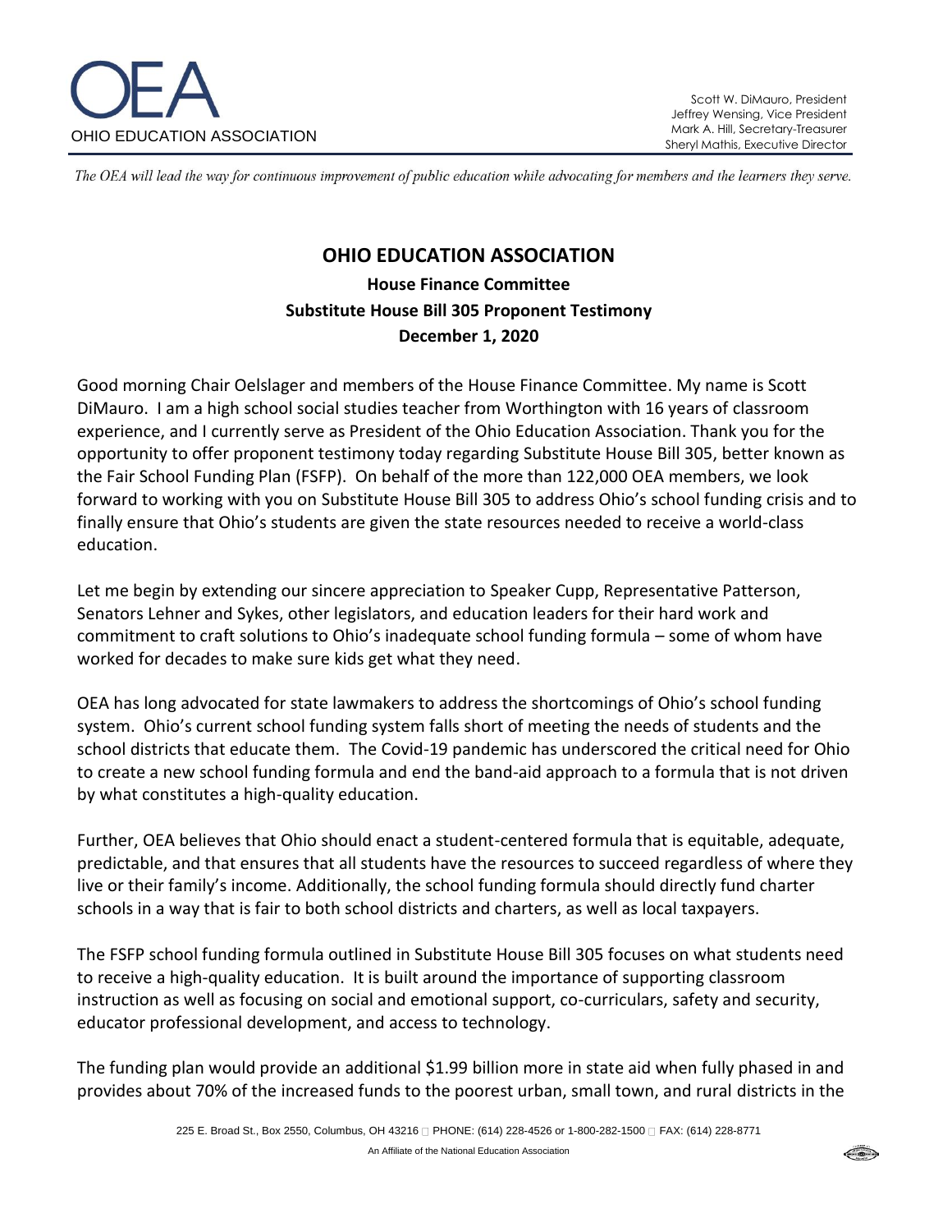OHIO EDUCATION ASSOCIATION

Scott W. DiMauro, President
Jeffrey Wensing, Vice President
Mark A. Hill, Secretary-Treasurer
Sheryl Mathis, Executive Director

*The OEA will lead the way for continuous improvement of public education while advocating for members and the learners they serve.*

# OHIO EDUCATION ASSOCIATION

## House Finance Committee
## Substitute House Bill 305 Proponent Testimony
## December 1, 2020

Good morning Chair Oelslager and members of the House Finance Committee. My name is Scott DiMauro. I am a high school social studies teacher from Worthington with 16 years of classroom experience, and I currently serve as President of the Ohio Education Association. Thank you for the opportunity to offer proponent testimony today regarding Substitute House Bill 305, better known as the Fair School Funding Plan (FSFP). On behalf of the more than 122,000 OEA members, we look forward to working with you on Substitute House Bill 305 to address Ohio's school funding crisis and to finally ensure that Ohio's students are given the state resources needed to receive a world-class education.

Let me begin by extending our sincere appreciation to Speaker Cupp, Representative Patterson, Senators Lehner and Sykes, other legislators, and education leaders for their hard work and commitment to craft solutions to Ohio's inadequate school funding formula – some of whom have worked for decades to make sure kids get what they need.

OEA has long advocated for state lawmakers to address the shortcomings of Ohio's school funding system. Ohio's current school funding system falls short of meeting the needs of students and the school districts that educate them. The Covid-19 pandemic has underscored the critical need for Ohio to create a new school funding formula and end the band-aid approach to a formula that is not driven by what constitutes a high-quality education.

Further, OEA believes that Ohio should enact a student-centered formula that is equitable, adequate, predictable, and that ensures that all students have the resources to succeed regardless of where they live or their family's income. Additionally, the school funding formula should directly fund charter schools in a way that is fair to both school districts and charters, as well as local taxpayers.

The FSFP school funding formula outlined in Substitute House Bill 305 focuses on what students need to receive a high-quality education. It is built around the importance of supporting classroom instruction as well as focusing on social and emotional support, co-curriculars, safety and security, educator professional development, and access to technology.

The funding plan would provide an additional $1.99 billion more in state aid when fully phased in and provides about 70% of the increased funds to the poorest urban, small town, and rural districts in the

225 E. Broad St., Box 2550, Columbus, OH 43216 PHONE: (614) 228-4526 or 1-800-282-1500 FAX: (614) 228-8771

An Affiliate of the National Education Association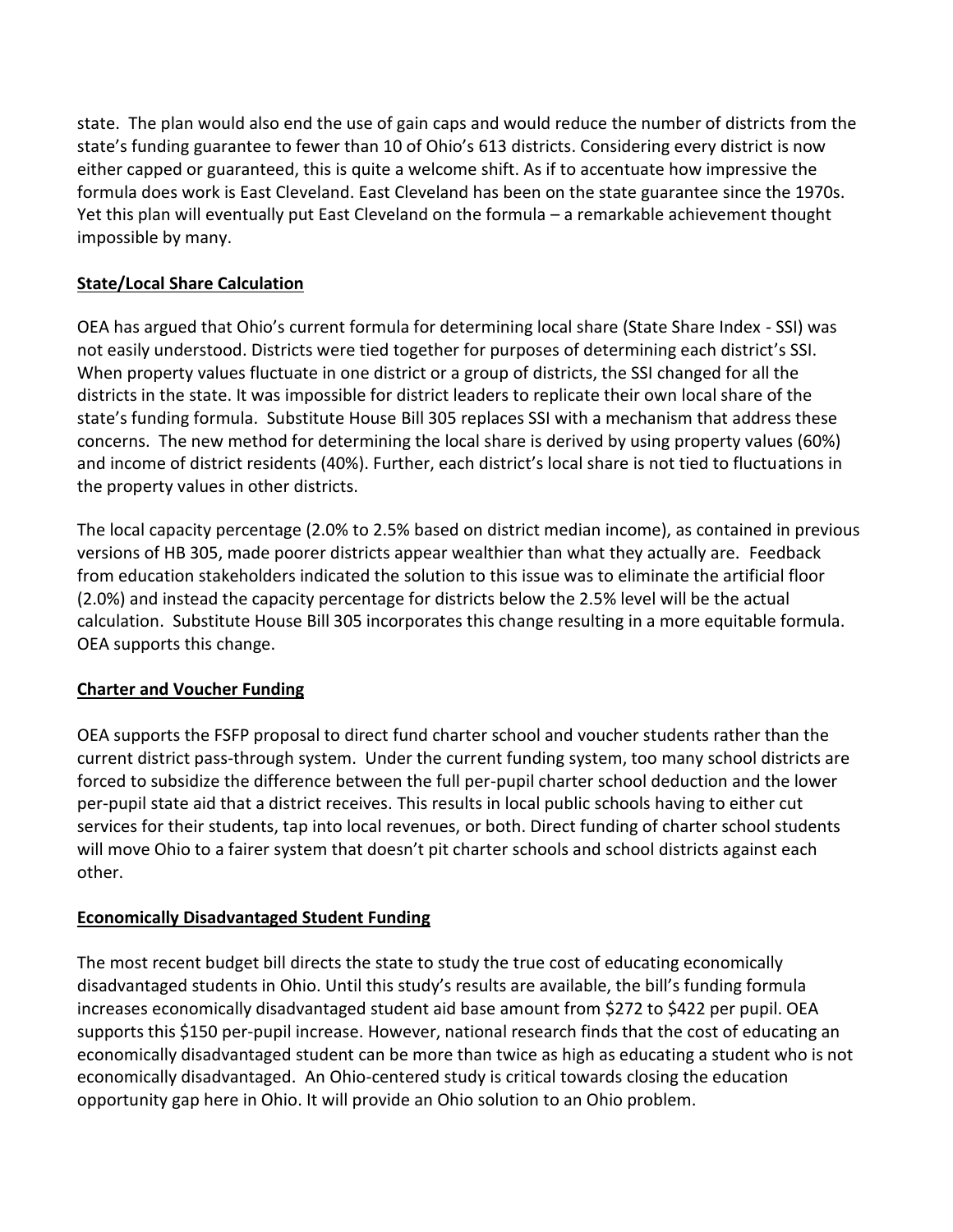state. The plan would also end the use of gain caps and would reduce the number of districts from the state's funding guarantee to fewer than 10 of Ohio's 613 districts. Considering every district is now either capped or guaranteed, this is quite a welcome shift. As if to accentuate how impressive the formula does work is East Cleveland. East Cleveland has been on the state guarantee since the 1970s. Yet this plan will eventually put East Cleveland on the formula – a remarkable achievement thought impossible by many.

## State/Local Share Calculation

OEA has argued that Ohio's current formula for determining local share (State Share Index - SSI) was not easily understood. Districts were tied together for purposes of determining each district's SSI. When property values fluctuate in one district or a group of districts, the SSI changed for all the districts in the state. It was impossible for district leaders to replicate their own local share of the state's funding formula. Substitute House Bill 305 replaces SSI with a mechanism that address these concerns. The new method for determining the local share is derived by using property values (60%) and income of district residents (40%). Further, each district's local share is not tied to fluctuations in the property values in other districts.

The local capacity percentage (2.0% to 2.5% based on district median income), as contained in previous versions of HB 305, made poorer districts appear wealthier than what they actually are. Feedback from education stakeholders indicated the solution to this issue was to eliminate the artificial floor (2.0%) and instead the capacity percentage for districts below the 2.5% level will be the actual calculation. Substitute House Bill 305 incorporates this change resulting in a more equitable formula. OEA supports this change.

## Charter and Voucher Funding

OEA supports the FSFP proposal to direct fund charter school and voucher students rather than the current district pass-through system. Under the current funding system, too many school districts are forced to subsidize the difference between the full per-pupil charter school deduction and the lower per-pupil state aid that a district receives. This results in local public schools having to either cut services for their students, tap into local revenues, or both. Direct funding of charter school students will move Ohio to a fairer system that doesn't pit charter schools and school districts against each other.

## Economically Disadvantaged Student Funding

The most recent budget bill directs the state to study the true cost of educating economically disadvantaged students in Ohio. Until this study's results are available, the bill's funding formula increases economically disadvantaged student aid base amount from $272 to $422 per pupil. OEA supports this $150 per-pupil increase. However, national research finds that the cost of educating an economically disadvantaged student can be more than twice as high as educating a student who is not economically disadvantaged. An Ohio-centered study is critical towards closing the education opportunity gap here in Ohio. It will provide an Ohio solution to an Ohio problem.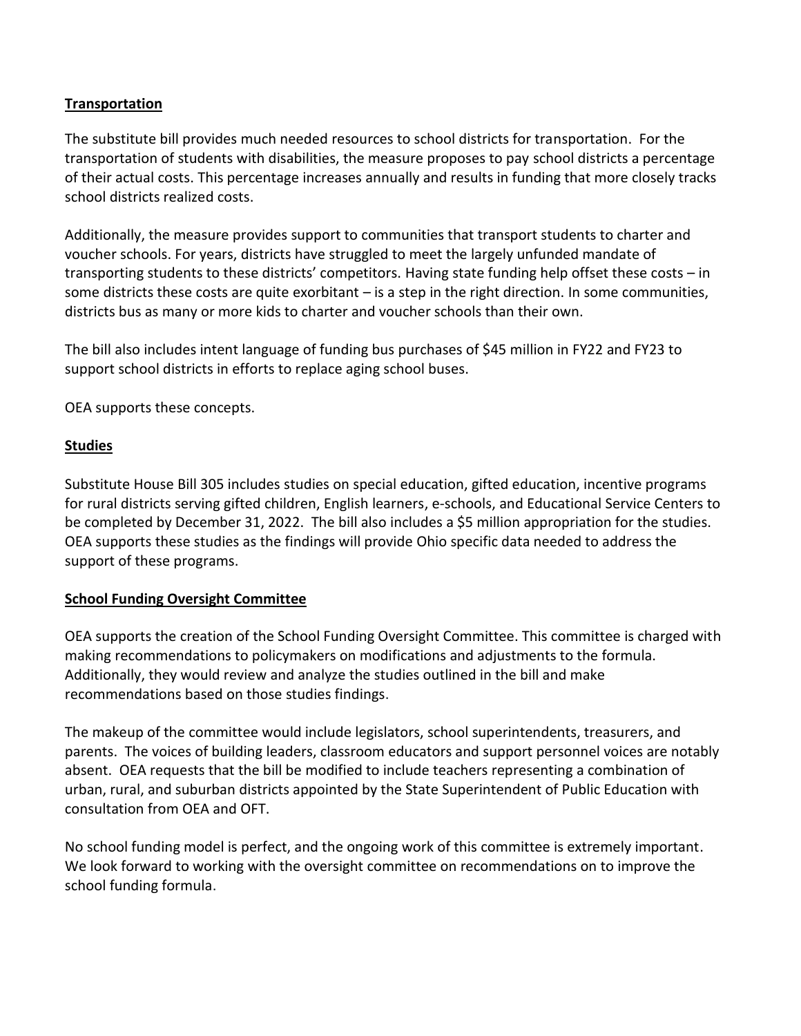**Transportation**

The substitute bill provides much needed resources to school districts for transportation. For the transportation of students with disabilities, the measure proposes to pay school districts a percentage of their actual costs. This percentage increases annually and results in funding that more closely tracks school districts realized costs.

Additionally, the measure provides support to communities that transport students to charter and voucher schools. For years, districts have struggled to meet the largely unfunded mandate of transporting students to these districts' competitors. Having state funding help offset these costs – in some districts these costs are quite exorbitant – is a step in the right direction. In some communities, districts bus as many or more kids to charter and voucher schools than their own.

The bill also includes intent language of funding bus purchases of $45 million in FY22 and FY23 to support school districts in efforts to replace aging school buses.

OEA supports these concepts.

**Studies**

Substitute House Bill 305 includes studies on special education, gifted education, incentive programs for rural districts serving gifted children, English learners, e-schools, and Educational Service Centers to be completed by December 31, 2022. The bill also includes a $5 million appropriation for the studies. OEA supports these studies as the findings will provide Ohio specific data needed to address the support of these programs.

**School Funding Oversight Committee**

OEA supports the creation of the School Funding Oversight Committee. This committee is charged with making recommendations to policymakers on modifications and adjustments to the formula. Additionally, they would review and analyze the studies outlined in the bill and make recommendations based on those studies findings.

The makeup of the committee would include legislators, school superintendents, treasurers, and parents. The voices of building leaders, classroom educators and support personnel voices are notably absent. OEA requests that the bill be modified to include teachers representing a combination of urban, rural, and suburban districts appointed by the State Superintendent of Public Education with consultation from OEA and OFT.

No school funding model is perfect, and the ongoing work of this committee is extremely important. We look forward to working with the oversight committee on recommendations on to improve the school funding formula.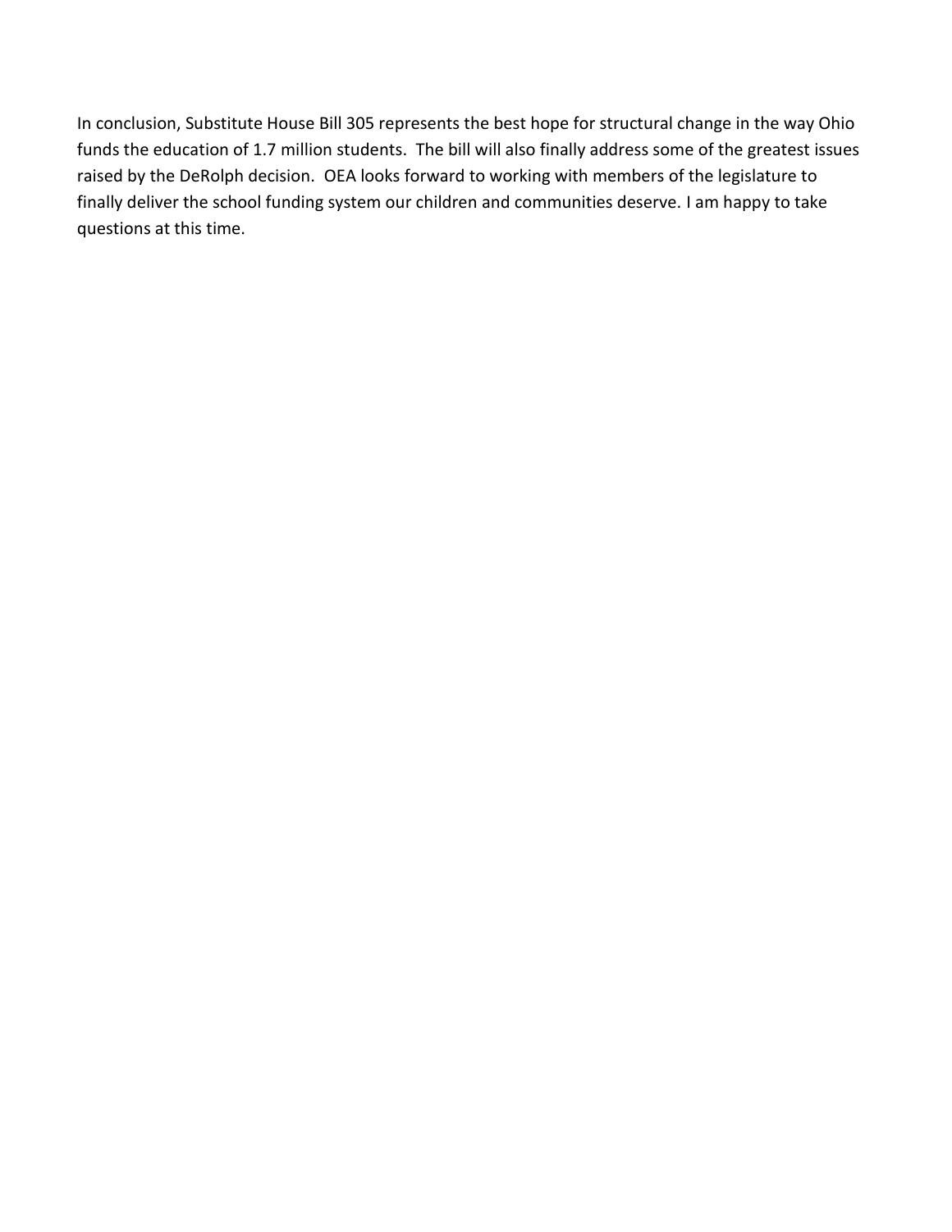In conclusion, Substitute House Bill 305 represents the best hope for structural change in the way Ohio funds the education of 1.7 million students. The bill will also finally address some of the greatest issues raised by the DeRolph decision. OEA looks forward to working with members of the legislature to finally deliver the school funding system our children and communities deserve. I am happy to take questions at this time.